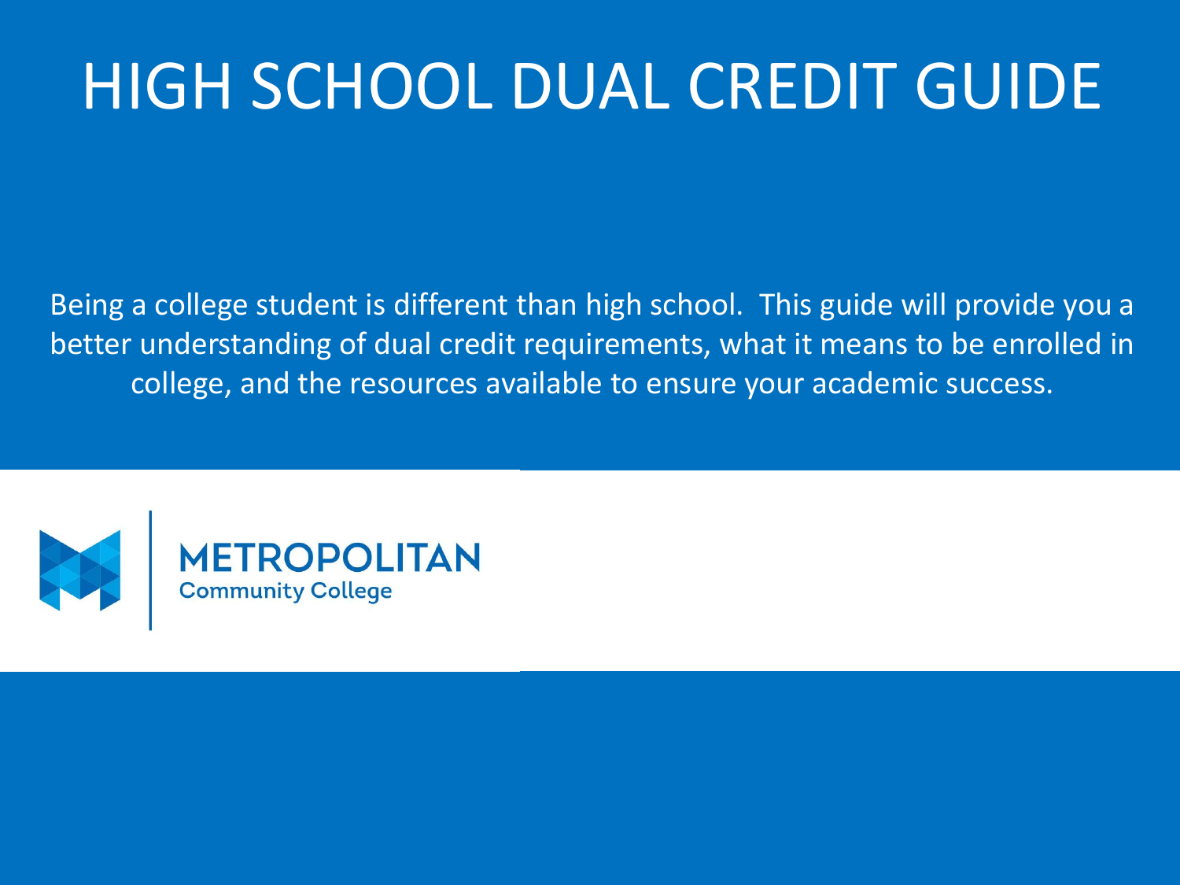# HIGH SCHOOL DUAL CREDIT GUIDE

Being a college student is different than high school. This guide will provide you a better understanding of dual credit requirements, what it means to be enrolled in college, and the resources available to ensure your academic success.

METROPOLITAN
Community College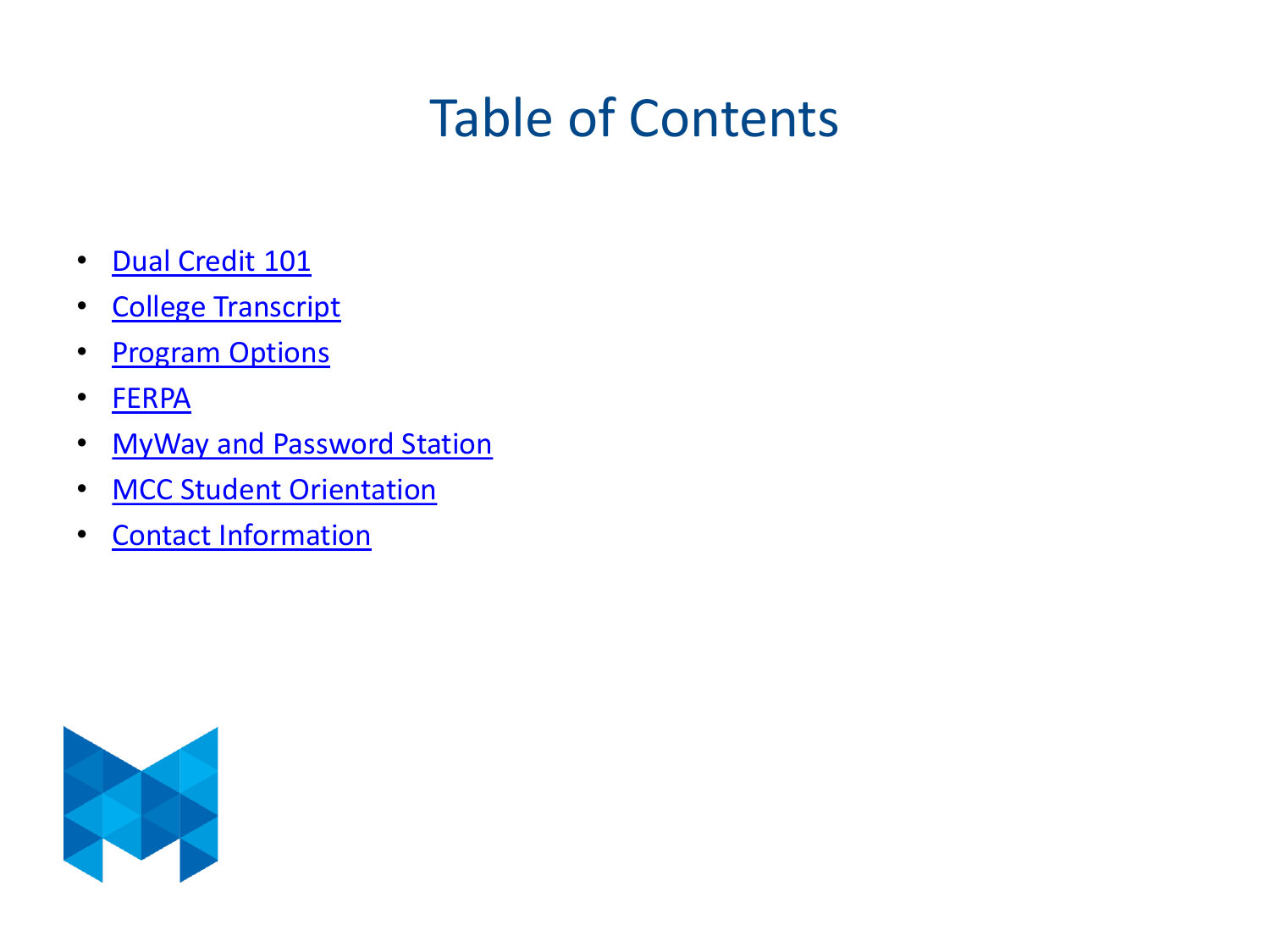# Table of Contents

- Dual Credit 101
- College Transcript
- Program Options
- FERPA
- MyWay and Password Station
- MCC Student Orientation
- Contact Information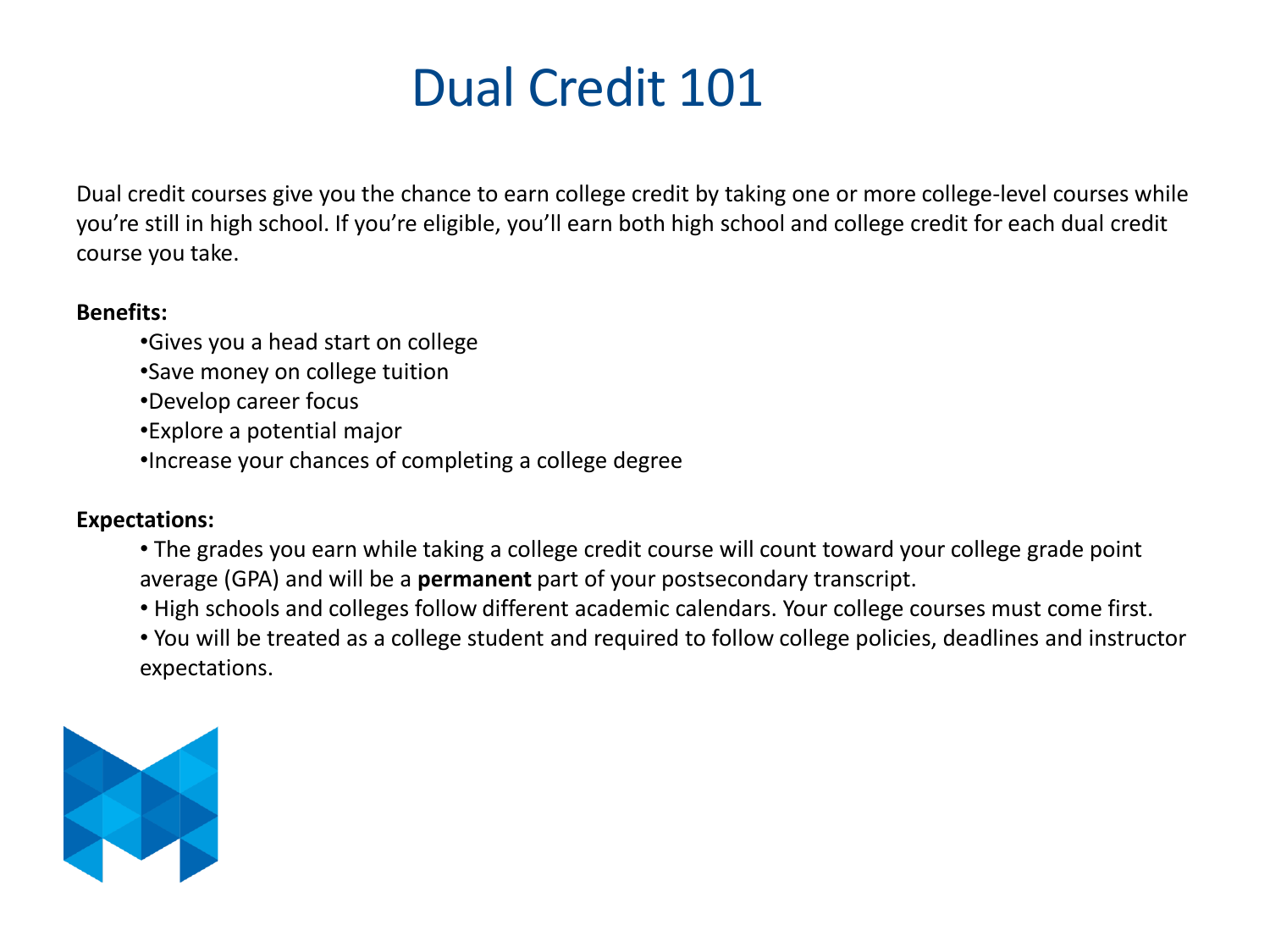# Dual Credit 101

Dual credit courses give you the chance to earn college credit by taking one or more college-level courses while you're still in high school. If you're eligible, you'll earn both high school and college credit for each dual credit course you take.

**Benefits:**

- Gives you a head start on college
- Save money on college tuition
- Develop career focus
- Explore a potential major
- Increase your chances of completing a college degree

**Expectations:**

- The grades you earn while taking a college credit course will count toward your college grade point average (GPA) and will be a **permanent** part of your postsecondary transcript.
- High schools and colleges follow different academic calendars. Your college courses must come first.
- You will be treated as a college student and required to follow college policies, deadlines and instructor expectations.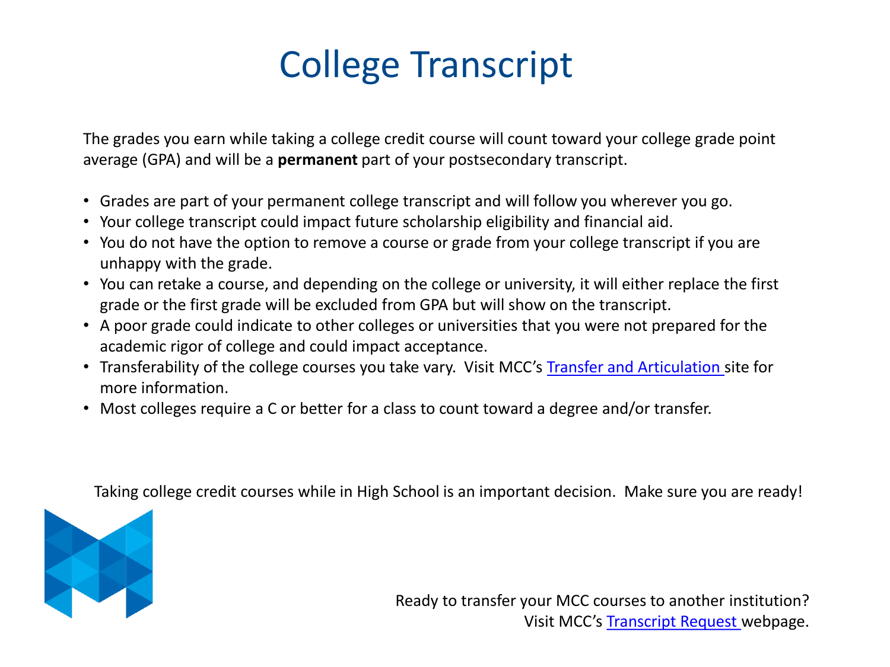# College Transcript

The grades you earn while taking a college credit course will count toward your college grade point average (GPA) and will be a **permanent** part of your postsecondary transcript.

- Grades are part of your permanent college transcript and will follow you wherever you go.
- Your college transcript could impact future scholarship eligibility and financial aid.
- You do not have the option to remove a course or grade from your college transcript if you are unhappy with the grade.
- You can retake a course, and depending on the college or university, it will either replace the first grade or the first grade will be excluded from GPA but will show on the transcript.
- A poor grade could indicate to other colleges or universities that you were not prepared for the academic rigor of college and could impact acceptance.
- Transferability of the college courses you take vary. Visit MCC's Transfer and Articulation site for more information.
- Most colleges require a C or better for a class to count toward a degree and/or transfer.

Taking college credit courses while in High School is an important decision. Make sure you are ready!

Ready to transfer your MCC courses to another institution?
Visit MCC's Transcript Request webpage.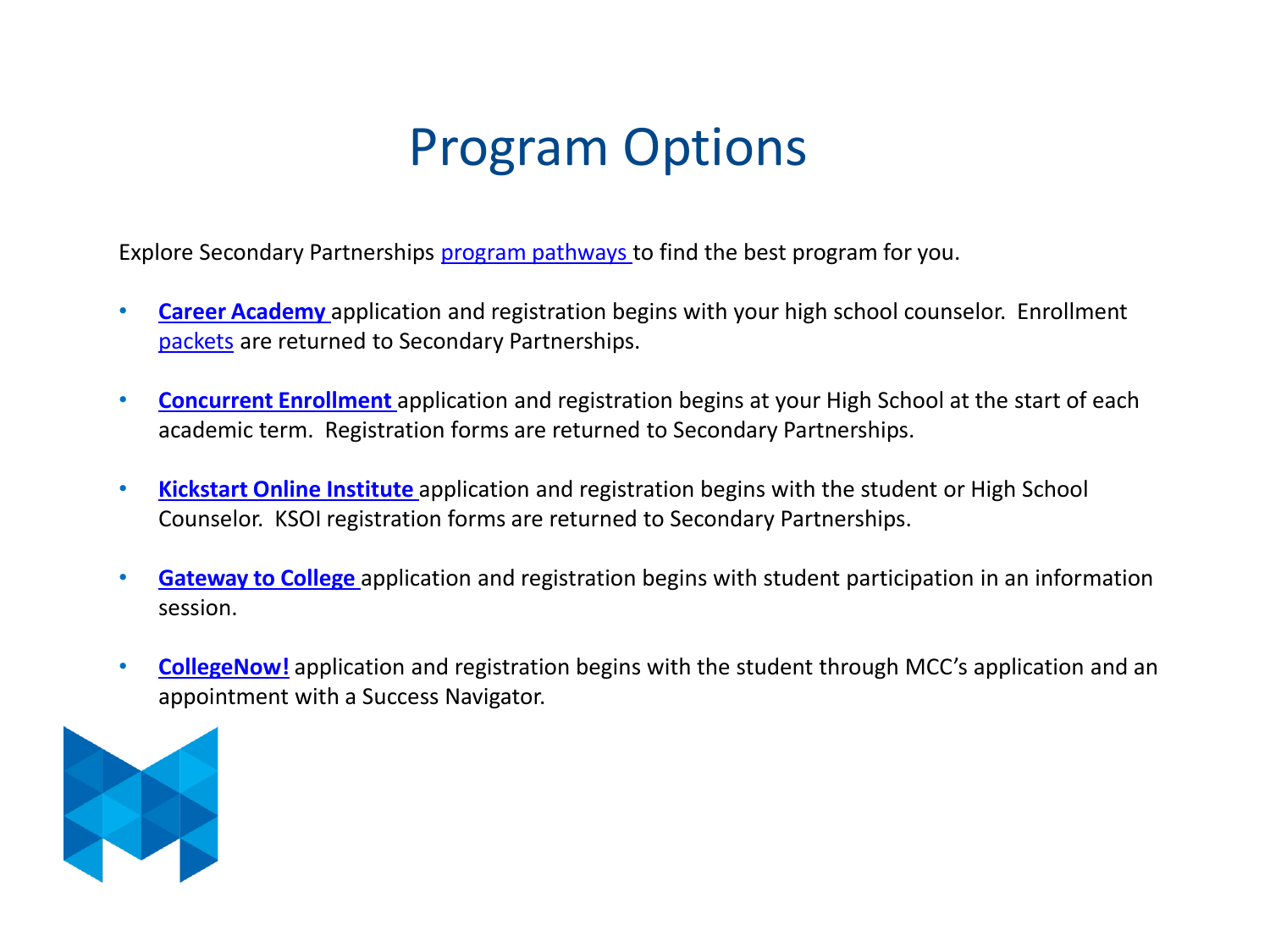# Program Options

Explore Secondary Partnerships program pathways to find the best program for you.

- **Career Academy** application and registration begins with your high school counselor. Enrollment packets are returned to Secondary Partnerships.
- **Concurrent Enrollment** application and registration begins at your High School at the start of each academic term. Registration forms are returned to Secondary Partnerships.
- **Kickstart Online Institute** application and registration begins with the student or High School Counselor. KSOI registration forms are returned to Secondary Partnerships.
- **Gateway to College** application and registration begins with student participation in an information session.
- **CollegeNow!** application and registration begins with the student through MCC's application and an appointment with a Success Navigator.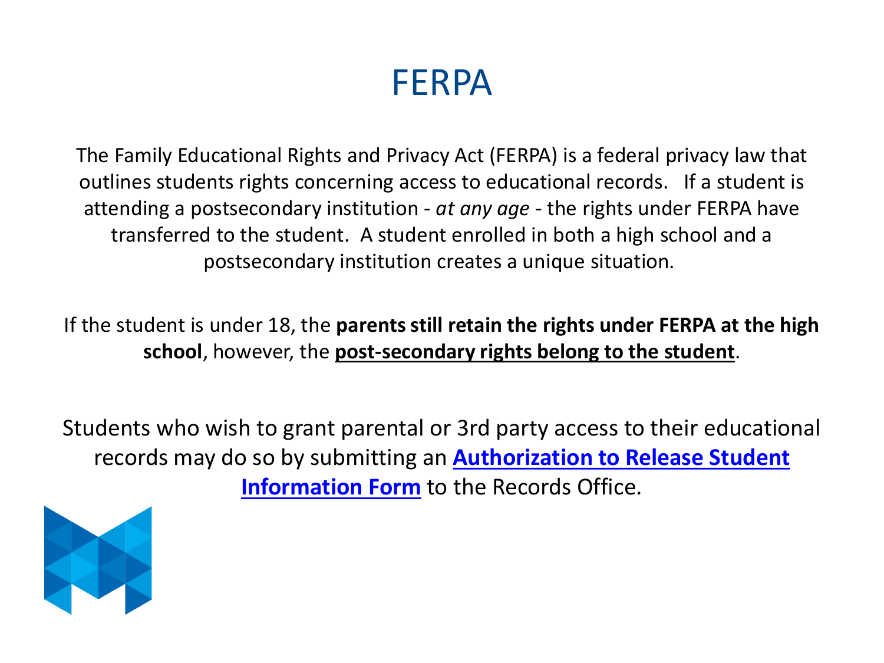# FERPA

The Family Educational Rights and Privacy Act (FERPA) is a federal privacy law that outlines students rights concerning access to educational records. If a student is attending a postsecondary institution - *at any age* - the rights under FERPA have transferred to the student. A student enrolled in both a high school and a postsecondary institution creates a unique situation.

If the student is under 18, the **parents still retain the rights under FERPA at the high school**, however, the **post-secondary rights belong to the student**.

Students who wish to grant parental or 3rd party access to their educational records may do so by submitting an **Authorization to Release Student Information Form** to the Records Office.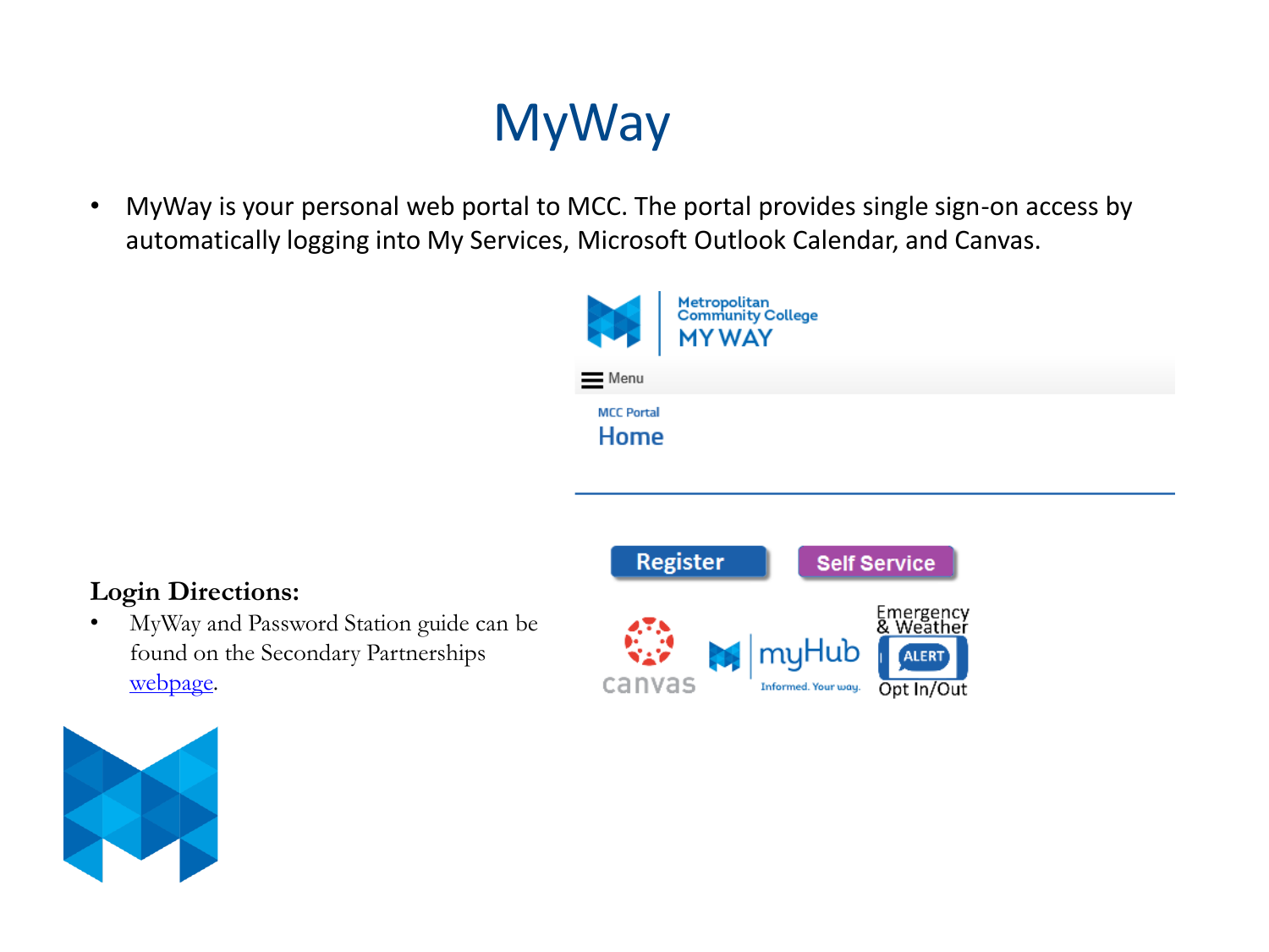# MyWay

- MyWay is your personal web portal to MCC. The portal provides single sign-on access by automatically logging into My Services, Microsoft Outlook Calendar, and Canvas.

**Login Directions:**

- MyWay and Password Station guide can be found on the Secondary Partnerships webpage.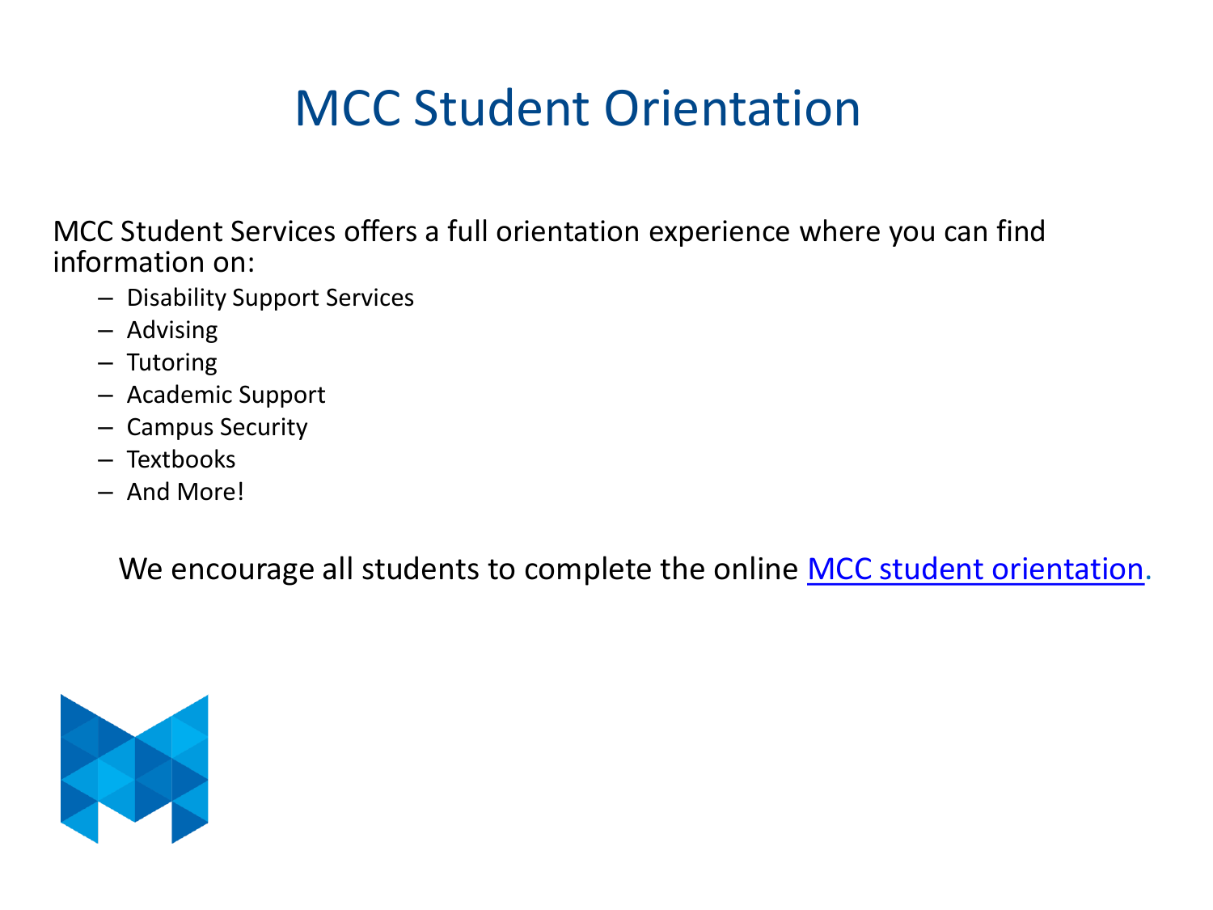# MCC Student Orientation

MCC Student Services offers a full orientation experience where you can find information on:

- Disability Support Services
- Advising
- Tutoring
- Academic Support
- Campus Security
- Textbooks
- And More!

We encourage all students to complete the online MCC student orientation.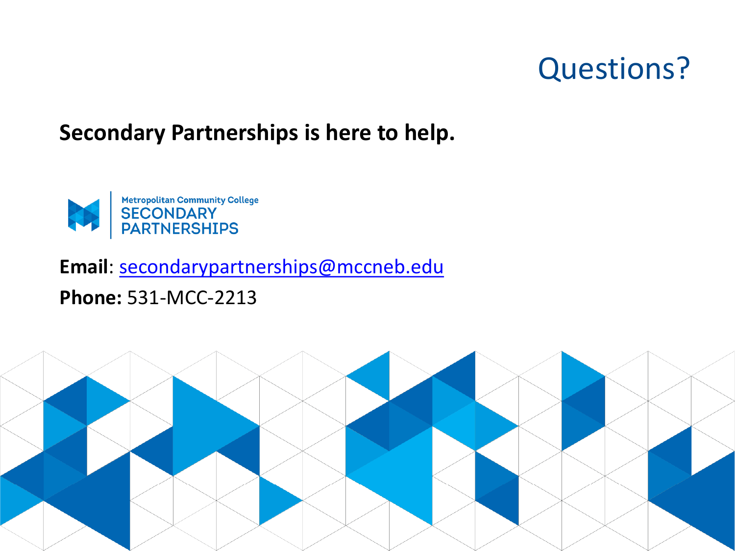# Questions?

**Secondary Partnerships is here to help.**

Metropolitan Community College
SECONDARY
PARTNERSHIPS

**Email**: secondarypartnerships@mccneb.edu

**Phone:** 531-MCC-2213